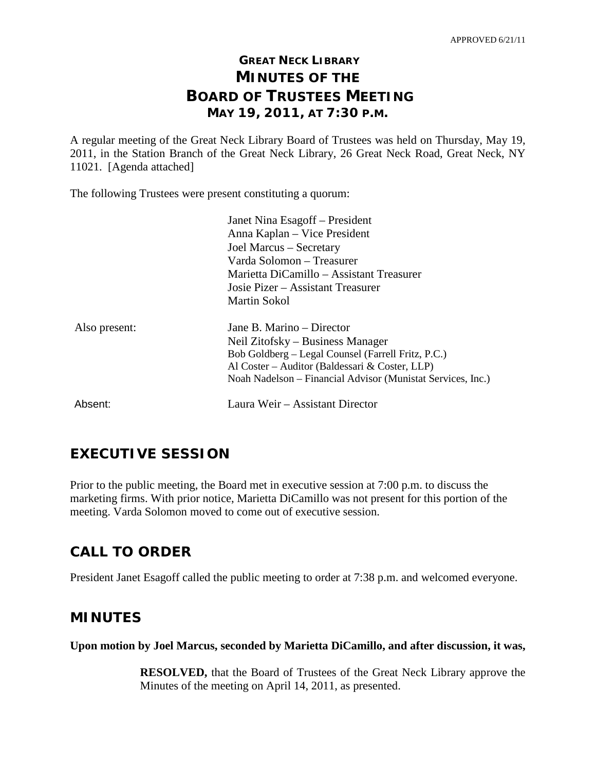APPROVED 6/21/11

# GREAT NECK LIBRARY
# MINUTES OF THE BOARD OF TRUSTEES MEETING
## MAY 19, 2011, AT 7:30 P.M.

A regular meeting of the Great Neck Library Board of Trustees was held on Thursday, May 19, 2011, in the Station Branch of the Great Neck Library, 26 Great Neck Road, Great Neck, NY 11021. [Agenda attached]

The following Trustees were present constituting a quorum:

| | |
|---|---|
| | Janet Nina Esagoff – President |
| | Anna Kaplan – Vice President |
| | Joel Marcus – Secretary |
| | Varda Solomon – Treasurer |
| | Marietta DiCamillo – Assistant Treasurer |
| | Josie Pizer – Assistant Treasurer |
| | Martin Sokol |
| Also present: | Jane B. Marino – Director |
| | Neil Zitofsky – Business Manager |
| | Bob Goldberg – Legal Counsel (Farrell Fritz, P.C.) |
| | Al Coster – Auditor (Baldessari & Coster, LLP) |
| | Noah Nadelson – Financial Advisor (Munistat Services, Inc.) |
| Absent: | Laura Weir – Assistant Director |

## EXECUTIVE SESSION

Prior to the public meeting, the Board met in executive session at 7:00 p.m. to discuss the marketing firms. With prior notice, Marietta DiCamillo was not present for this portion of the meeting. Varda Solomon moved to come out of executive session.

## CALL TO ORDER

President Janet Esagoff called the public meeting to order at 7:38 p.m. and welcomed everyone.

## MINUTES

**Upon motion by Joel Marcus, seconded by Marietta DiCamillo, and after discussion, it was,**

> **RESOLVED,** that the Board of Trustees of the Great Neck Library approve the Minutes of the meeting on April 14, 2011, as presented.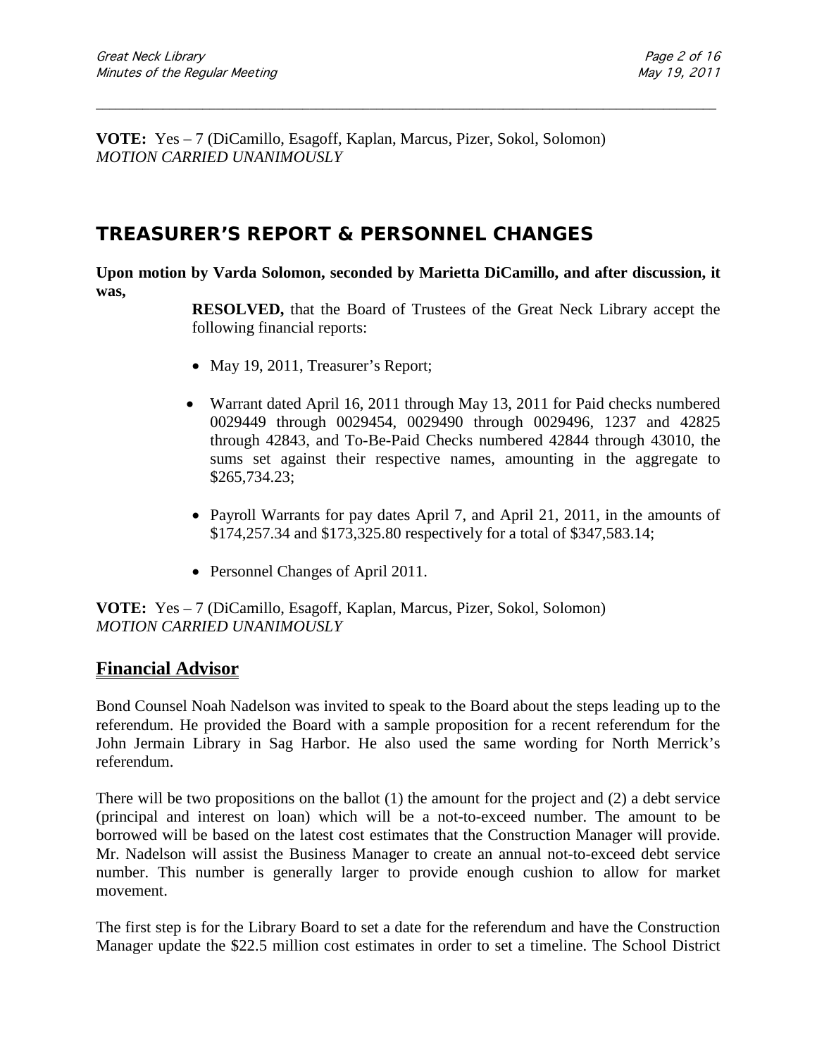**VOTE:** Yes – 7 (DiCamillo, Esagoff, Kaplan, Marcus, Pizer, Sokol, Solomon)
*MOTION CARRIED UNANIMOUSLY*

## TREASURER'S REPORT & PERSONNEL CHANGES

**Upon motion by Varda Solomon, seconded by Marietta DiCamillo, and after discussion, it was,**

> **RESOLVED,** that the Board of Trustees of the Great Neck Library accept the following financial reports:
>
> - May 19, 2011, Treasurer's Report;
> - Warrant dated April 16, 2011 through May 13, 2011 for Paid checks numbered 0029449 through 0029454, 0029490 through 0029496, 1237 and 42825 through 42843, and To-Be-Paid Checks numbered 42844 through 43010, the sums set against their respective names, amounting in the aggregate to $265,734.23;
> - Payroll Warrants for pay dates April 7, and April 21, 2011, in the amounts of $174,257.34 and $173,325.80 respectively for a total of $347,583.14;
> - Personnel Changes of April 2011.

**VOTE:** Yes – 7 (DiCamillo, Esagoff, Kaplan, Marcus, Pizer, Sokol, Solomon)
*MOTION CARRIED UNANIMOUSLY*

### Financial Advisor

Bond Counsel Noah Nadelson was invited to speak to the Board about the steps leading up to the referendum. He provided the Board with a sample proposition for a recent referendum for the John Jermain Library in Sag Harbor. He also used the same wording for North Merrick's referendum.

There will be two propositions on the ballot (1) the amount for the project and (2) a debt service (principal and interest on loan) which will be a not-to-exceed number. The amount to be borrowed will be based on the latest cost estimates that the Construction Manager will provide. Mr. Nadelson will assist the Business Manager to create an annual not-to-exceed debt service number. This number is generally larger to provide enough cushion to allow for market movement.

The first step is for the Library Board to set a date for the referendum and have the Construction Manager update the $22.5 million cost estimates in order to set a timeline. The School District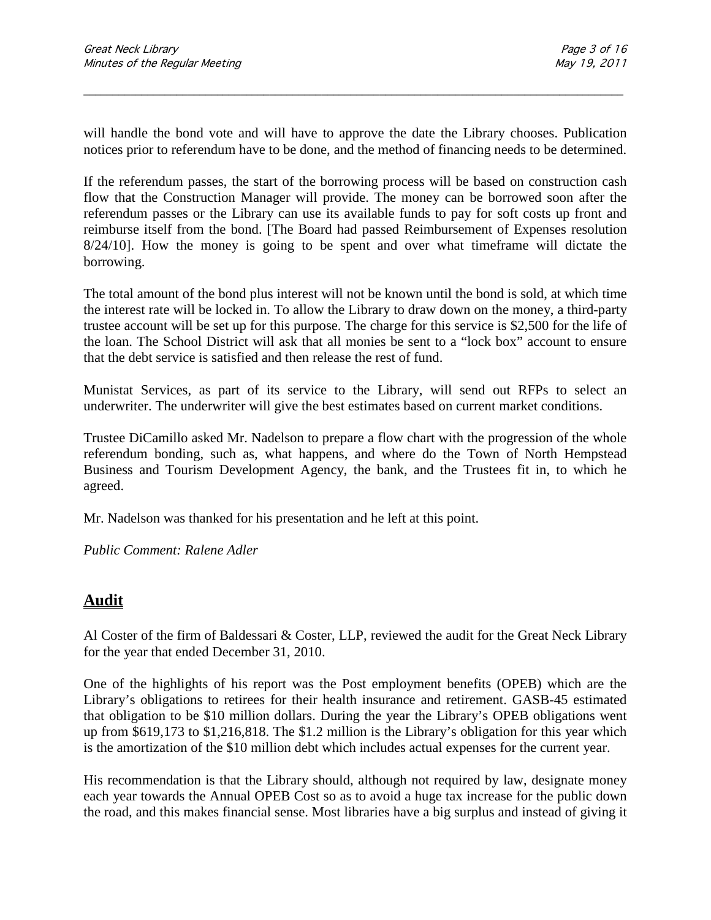will handle the bond vote and will have to approve the date the Library chooses. Publication notices prior to referendum have to be done, and the method of financing needs to be determined.

If the referendum passes, the start of the borrowing process will be based on construction cash flow that the Construction Manager will provide. The money can be borrowed soon after the referendum passes or the Library can use its available funds to pay for soft costs up front and reimburse itself from the bond. [The Board had passed Reimbursement of Expenses resolution 8/24/10]. How the money is going to be spent and over what timeframe will dictate the borrowing.

The total amount of the bond plus interest will not be known until the bond is sold, at which time the interest rate will be locked in. To allow the Library to draw down on the money, a third-party trustee account will be set up for this purpose. The charge for this service is $2,500 for the life of the loan. The School District will ask that all monies be sent to a "lock box" account to ensure that the debt service is satisfied and then release the rest of fund.

Munistat Services, as part of its service to the Library, will send out RFPs to select an underwriter. The underwriter will give the best estimates based on current market conditions.

Trustee DiCamillo asked Mr. Nadelson to prepare a flow chart with the progression of the whole referendum bonding, such as, what happens, and where do the Town of North Hempstead Business and Tourism Development Agency, the bank, and the Trustees fit in, to which he agreed.

Mr. Nadelson was thanked for his presentation and he left at this point.

*Public Comment: Ralene Adler*

## **Audit**

Al Coster of the firm of Baldessari & Coster, LLP, reviewed the audit for the Great Neck Library for the year that ended December 31, 2010.

One of the highlights of his report was the Post employment benefits (OPEB) which are the Library's obligations to retirees for their health insurance and retirement. GASB-45 estimated that obligation to be $10 million dollars. During the year the Library's OPEB obligations went up from $619,173 to $1,216,818. The $1.2 million is the Library's obligation for this year which is the amortization of the $10 million debt which includes actual expenses for the current year.

His recommendation is that the Library should, although not required by law, designate money each year towards the Annual OPEB Cost so as to avoid a huge tax increase for the public down the road, and this makes financial sense. Most libraries have a big surplus and instead of giving it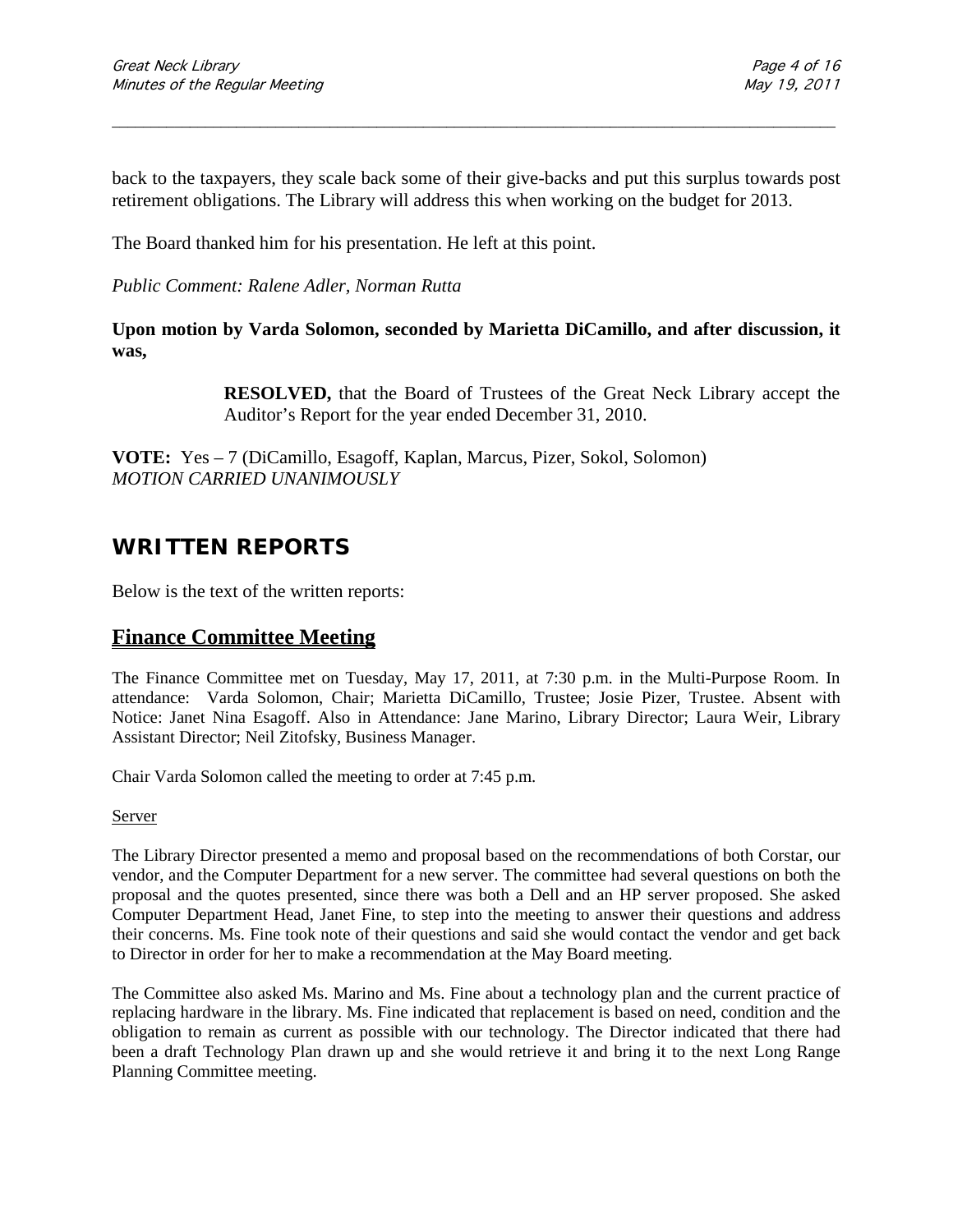back to the taxpayers, they scale back some of their give-backs and put this surplus towards post retirement obligations. The Library will address this when working on the budget for 2013.

The Board thanked him for his presentation. He left at this point.

*Public Comment: Ralene Adler, Norman Rutta*

**Upon motion by Varda Solomon, seconded by Marietta DiCamillo, and after discussion, it was,**

> **RESOLVED,** that the Board of Trustees of the Great Neck Library accept the Auditor's Report for the year ended December 31, 2010.

**VOTE:** Yes – 7 (DiCamillo, Esagoff, Kaplan, Marcus, Pizer, Sokol, Solomon)
*MOTION CARRIED UNANIMOUSLY*

## WRITTEN REPORTS

Below is the text of the written reports:

## Finance Committee Meeting

The Finance Committee met on Tuesday, May 17, 2011, at 7:30 p.m. in the Multi-Purpose Room. In attendance: Varda Solomon, Chair; Marietta DiCamillo, Trustee; Josie Pizer, Trustee. Absent with Notice: Janet Nina Esagoff. Also in Attendance: Jane Marino, Library Director; Laura Weir, Library Assistant Director; Neil Zitofsky, Business Manager.

Chair Varda Solomon called the meeting to order at 7:45 p.m.

Server

The Library Director presented a memo and proposal based on the recommendations of both Corstar, our vendor, and the Computer Department for a new server. The committee had several questions on both the proposal and the quotes presented, since there was both a Dell and an HP server proposed. She asked Computer Department Head, Janet Fine, to step into the meeting to answer their questions and address their concerns. Ms. Fine took note of their questions and said she would contact the vendor and get back to Director in order for her to make a recommendation at the May Board meeting.

The Committee also asked Ms. Marino and Ms. Fine about a technology plan and the current practice of replacing hardware in the library. Ms. Fine indicated that replacement is based on need, condition and the obligation to remain as current as possible with our technology. The Director indicated that there had been a draft Technology Plan drawn up and she would retrieve it and bring it to the next Long Range Planning Committee meeting.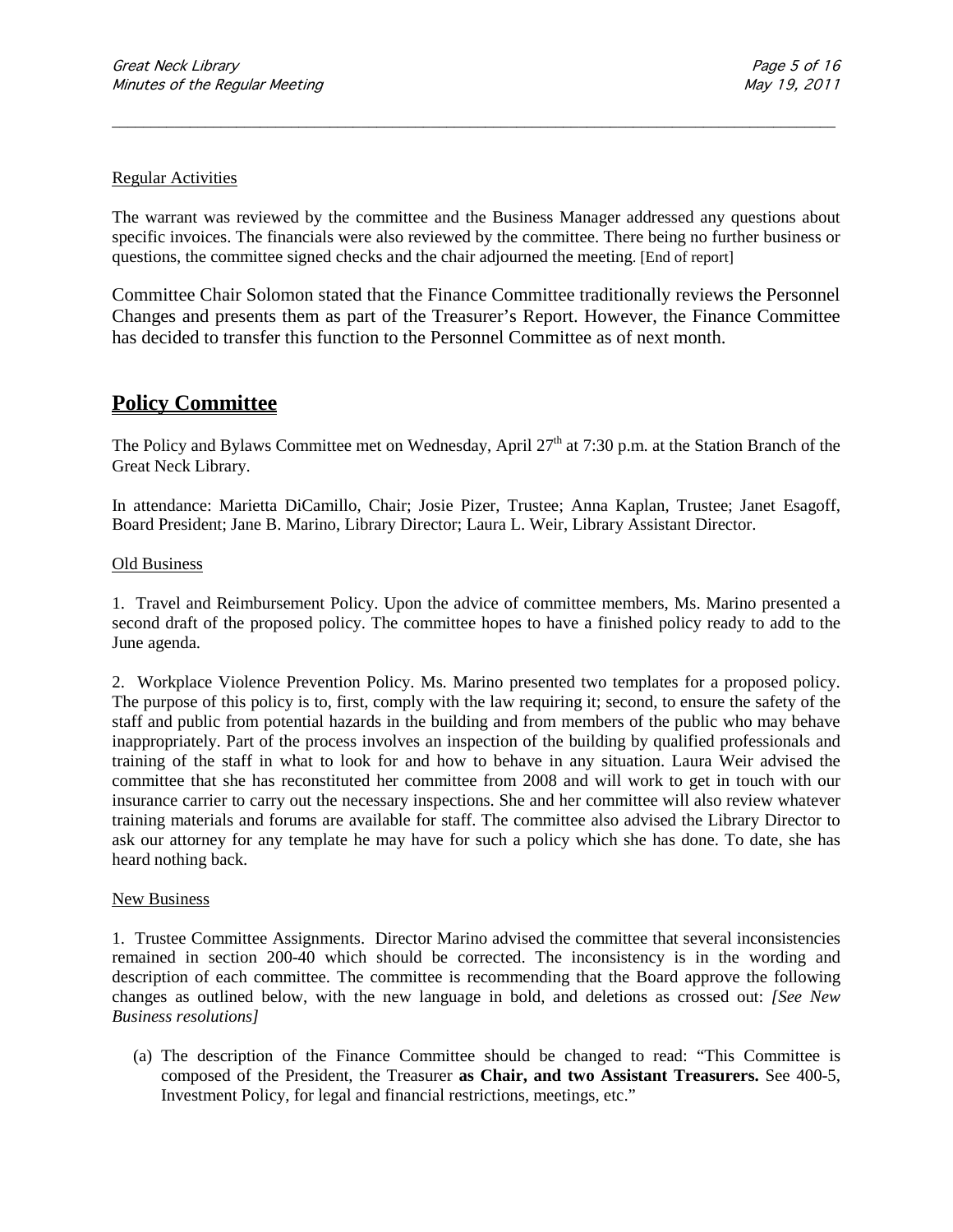Regular Activities

The warrant was reviewed by the committee and the Business Manager addressed any questions about specific invoices. The financials were also reviewed by the committee. There being no further business or questions, the committee signed checks and the chair adjourned the meeting. [End of report]

Committee Chair Solomon stated that the Finance Committee traditionally reviews the Personnel Changes and presents them as part of the Treasurer's Report. However, the Finance Committee has decided to transfer this function to the Personnel Committee as of next month.

## Policy Committee

The Policy and Bylaws Committee met on Wednesday, April 27th at 7:30 p.m. at the Station Branch of the Great Neck Library.

In attendance: Marietta DiCamillo, Chair; Josie Pizer, Trustee; Anna Kaplan, Trustee; Janet Esagoff, Board President; Jane B. Marino, Library Director; Laura L. Weir, Library Assistant Director.

Old Business

1. Travel and Reimbursement Policy. Upon the advice of committee members, Ms. Marino presented a second draft of the proposed policy. The committee hopes to have a finished policy ready to add to the June agenda.

2. Workplace Violence Prevention Policy. Ms. Marino presented two templates for a proposed policy. The purpose of this policy is to, first, comply with the law requiring it; second, to ensure the safety of the staff and public from potential hazards in the building and from members of the public who may behave inappropriately. Part of the process involves an inspection of the building by qualified professionals and training of the staff in what to look for and how to behave in any situation. Laura Weir advised the committee that she has reconstituted her committee from 2008 and will work to get in touch with our insurance carrier to carry out the necessary inspections. She and her committee will also review whatever training materials and forums are available for staff. The committee also advised the Library Director to ask our attorney for any template he may have for such a policy which she has done. To date, she has heard nothing back.

New Business

1. Trustee Committee Assignments. Director Marino advised the committee that several inconsistencies remained in section 200-40 which should be corrected. The inconsistency is in the wording and description of each committee. The committee is recommending that the Board approve the following changes as outlined below, with the new language in bold, and deletions as crossed out: *[See New Business resolutions]*

(a) The description of the Finance Committee should be changed to read: "This Committee is composed of the President, the Treasurer **as Chair, and two Assistant Treasurers.** See 400-5, Investment Policy, for legal and financial restrictions, meetings, etc."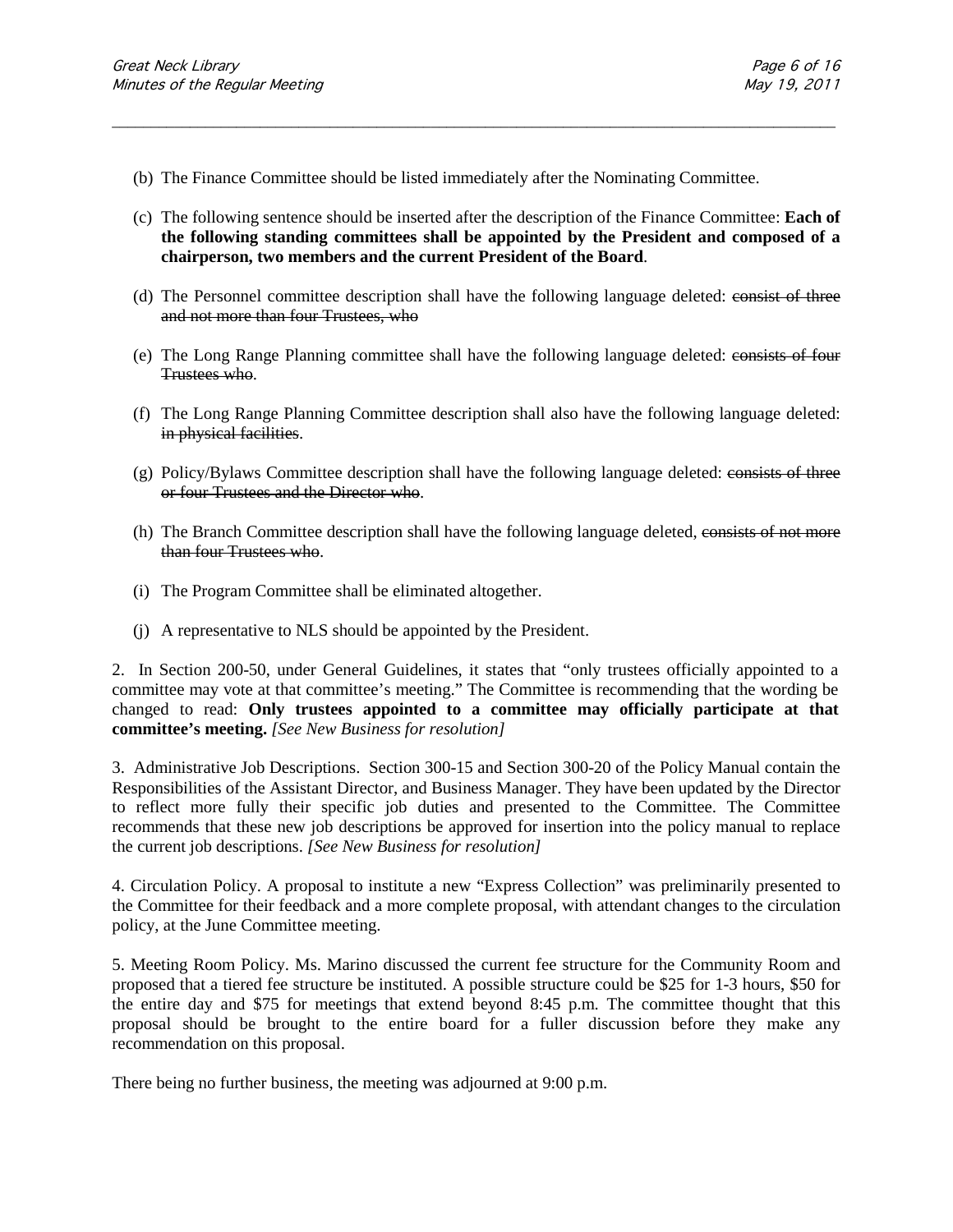(b) The Finance Committee should be listed immediately after the Nominating Committee.

(c) The following sentence should be inserted after the description of the Finance Committee: **Each of the following standing committees shall be appointed by the President and composed of a chairperson, two members and the current President of the Board**.

(d) The Personnel committee description shall have the following language deleted: ~~consist of three and not more than four Trustees, who~~

(e) The Long Range Planning committee shall have the following language deleted: ~~consists of four Trustees who~~.

(f) The Long Range Planning Committee description shall also have the following language deleted: ~~in physical facilities~~.

(g) Policy/Bylaws Committee description shall have the following language deleted: ~~consists of three or four Trustees and the Director who~~.

(h) The Branch Committee description shall have the following language deleted, ~~consists of not more than four Trustees who~~.

(i) The Program Committee shall be eliminated altogether.

(j) A representative to NLS should be appointed by the President.

2. In Section 200-50, under General Guidelines, it states that "only trustees officially appointed to a committee may vote at that committee's meeting." The Committee is recommending that the wording be changed to read: **Only trustees appointed to a committee may officially participate at that committee's meeting.** *[See New Business for resolution]*

3. Administrative Job Descriptions. Section 300-15 and Section 300-20 of the Policy Manual contain the Responsibilities of the Assistant Director, and Business Manager. They have been updated by the Director to reflect more fully their specific job duties and presented to the Committee. The Committee recommends that these new job descriptions be approved for insertion into the policy manual to replace the current job descriptions. *[See New Business for resolution]*

4. Circulation Policy. A proposal to institute a new "Express Collection" was preliminarily presented to the Committee for their feedback and a more complete proposal, with attendant changes to the circulation policy, at the June Committee meeting.

5. Meeting Room Policy. Ms. Marino discussed the current fee structure for the Community Room and proposed that a tiered fee structure be instituted. A possible structure could be $25 for 1-3 hours, $50 for the entire day and $75 for meetings that extend beyond 8:45 p.m. The committee thought that this proposal should be brought to the entire board for a fuller discussion before they make any recommendation on this proposal.

There being no further business, the meeting was adjourned at 9:00 p.m.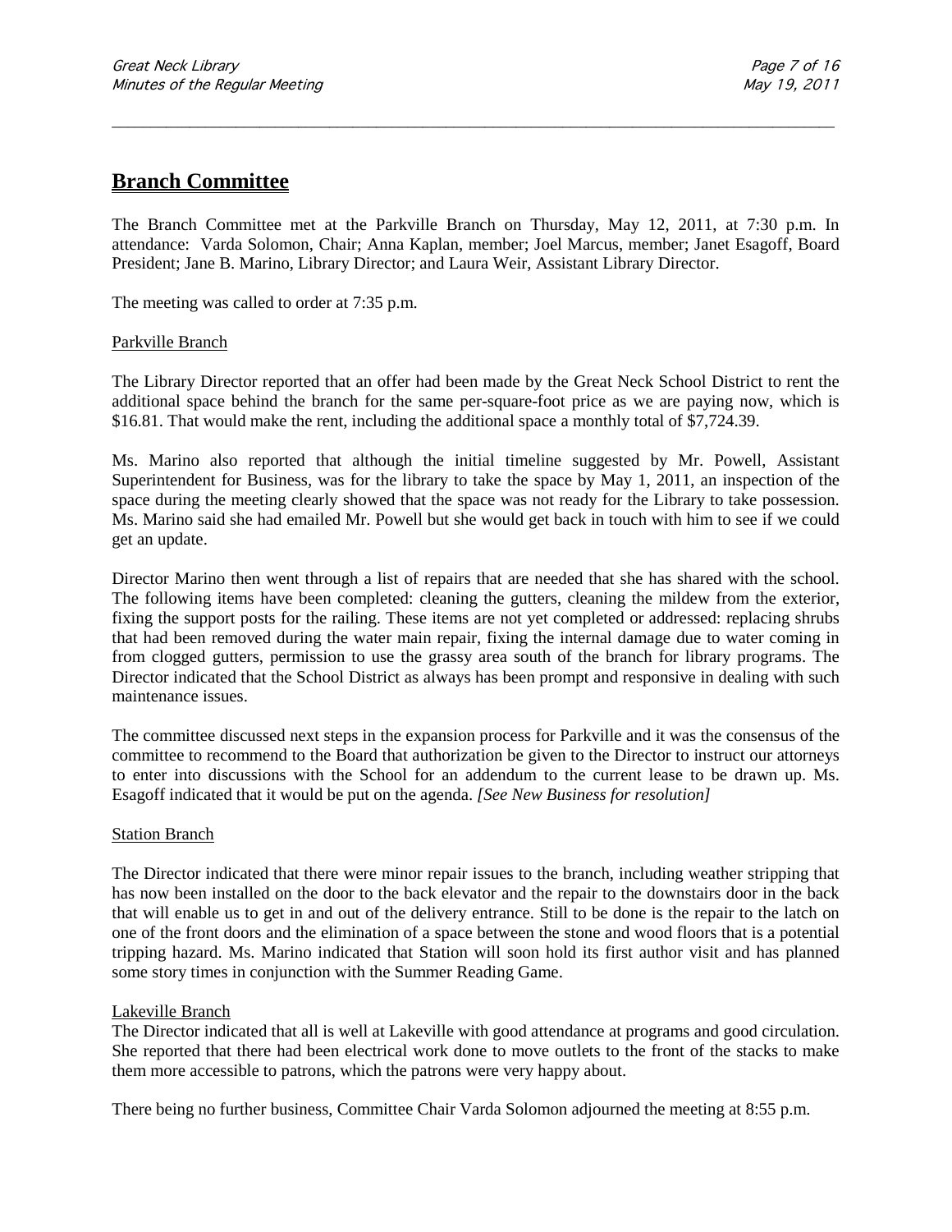## Branch Committee

The Branch Committee met at the Parkville Branch on Thursday, May 12, 2011, at 7:30 p.m. In attendance: Varda Solomon, Chair; Anna Kaplan, member; Joel Marcus, member; Janet Esagoff, Board President; Jane B. Marino, Library Director; and Laura Weir, Assistant Library Director.

The meeting was called to order at 7:35 p.m.

<u>Parkville Branch</u>

The Library Director reported that an offer had been made by the Great Neck School District to rent the additional space behind the branch for the same per-square-foot price as we are paying now, which is $16.81. That would make the rent, including the additional space a monthly total of $7,724.39.

Ms. Marino also reported that although the initial timeline suggested by Mr. Powell, Assistant Superintendent for Business, was for the library to take the space by May 1, 2011, an inspection of the space during the meeting clearly showed that the space was not ready for the Library to take possession. Ms. Marino said she had emailed Mr. Powell but she would get back in touch with him to see if we could get an update.

Director Marino then went through a list of repairs that are needed that she has shared with the school. The following items have been completed: cleaning the gutters, cleaning the mildew from the exterior, fixing the support posts for the railing. These items are not yet completed or addressed: replacing shrubs that had been removed during the water main repair, fixing the internal damage due to water coming in from clogged gutters, permission to use the grassy area south of the branch for library programs. The Director indicated that the School District as always has been prompt and responsive in dealing with such maintenance issues.

The committee discussed next steps in the expansion process for Parkville and it was the consensus of the committee to recommend to the Board that authorization be given to the Director to instruct our attorneys to enter into discussions with the School for an addendum to the current lease to be drawn up. Ms. Esagoff indicated that it would be put on the agenda. *[See New Business for resolution]*

<u>Station Branch</u>

The Director indicated that there were minor repair issues to the branch, including weather stripping that has now been installed on the door to the back elevator and the repair to the downstairs door in the back that will enable us to get in and out of the delivery entrance. Still to be done is the repair to the latch on one of the front doors and the elimination of a space between the stone and wood floors that is a potential tripping hazard. Ms. Marino indicated that Station will soon hold its first author visit and has planned some story times in conjunction with the Summer Reading Game.

<u>Lakeville Branch</u>

The Director indicated that all is well at Lakeville with good attendance at programs and good circulation. She reported that there had been electrical work done to move outlets to the front of the stacks to make them more accessible to patrons, which the patrons were very happy about.

There being no further business, Committee Chair Varda Solomon adjourned the meeting at 8:55 p.m.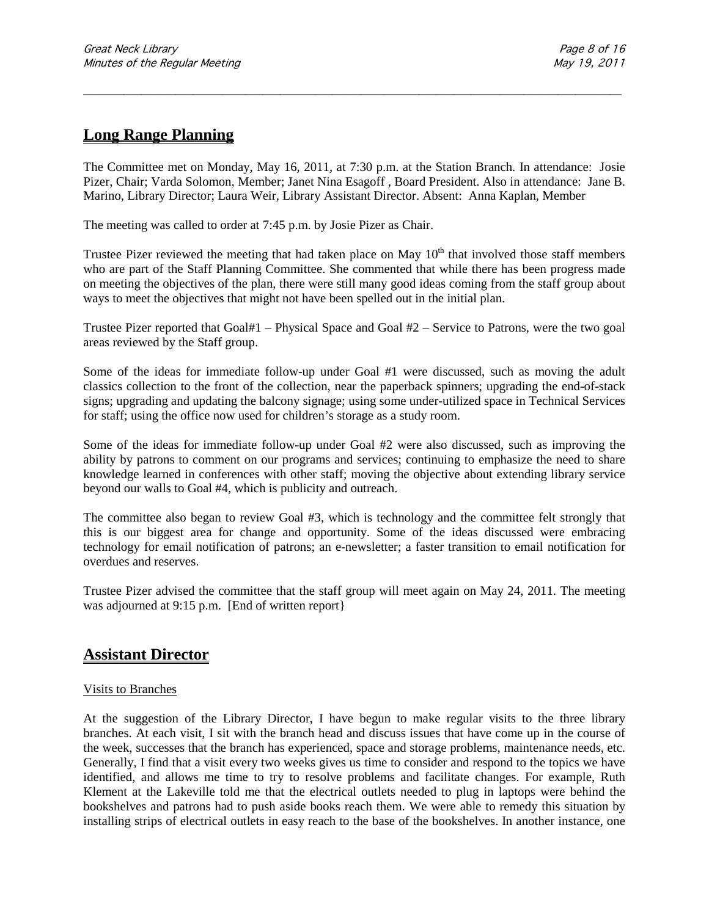## Long Range Planning

The Committee met on Monday, May 16, 2011, at 7:30 p.m. at the Station Branch. In attendance: Josie Pizer, Chair; Varda Solomon, Member; Janet Nina Esagoff , Board President. Also in attendance: Jane B. Marino, Library Director; Laura Weir, Library Assistant Director. Absent: Anna Kaplan, Member

The meeting was called to order at 7:45 p.m. by Josie Pizer as Chair.

Trustee Pizer reviewed the meeting that had taken place on May 10th that involved those staff members who are part of the Staff Planning Committee. She commented that while there has been progress made on meeting the objectives of the plan, there were still many good ideas coming from the staff group about ways to meet the objectives that might not have been spelled out in the initial plan.

Trustee Pizer reported that Goal#1 – Physical Space and Goal #2 – Service to Patrons, were the two goal areas reviewed by the Staff group.

Some of the ideas for immediate follow-up under Goal #1 were discussed, such as moving the adult classics collection to the front of the collection, near the paperback spinners; upgrading the end-of-stack signs; upgrading and updating the balcony signage; using some under-utilized space in Technical Services for staff; using the office now used for children's storage as a study room.

Some of the ideas for immediate follow-up under Goal #2 were also discussed, such as improving the ability by patrons to comment on our programs and services; continuing to emphasize the need to share knowledge learned in conferences with other staff; moving the objective about extending library service beyond our walls to Goal #4, which is publicity and outreach.

The committee also began to review Goal #3, which is technology and the committee felt strongly that this is our biggest area for change and opportunity. Some of the ideas discussed were embracing technology for email notification of patrons; an e-newsletter; a faster transition to email notification for overdues and reserves.

Trustee Pizer advised the committee that the staff group will meet again on May 24, 2011. The meeting was adjourned at 9:15 p.m. [End of written report}

## Assistant Director

Visits to Branches

At the suggestion of the Library Director, I have begun to make regular visits to the three library branches. At each visit, I sit with the branch head and discuss issues that have come up in the course of the week, successes that the branch has experienced, space and storage problems, maintenance needs, etc. Generally, I find that a visit every two weeks gives us time to consider and respond to the topics we have identified, and allows me time to try to resolve problems and facilitate changes. For example, Ruth Klement at the Lakeville told me that the electrical outlets needed to plug in laptops were behind the bookshelves and patrons had to push aside books reach them. We were able to remedy this situation by installing strips of electrical outlets in easy reach to the base of the bookshelves. In another instance, one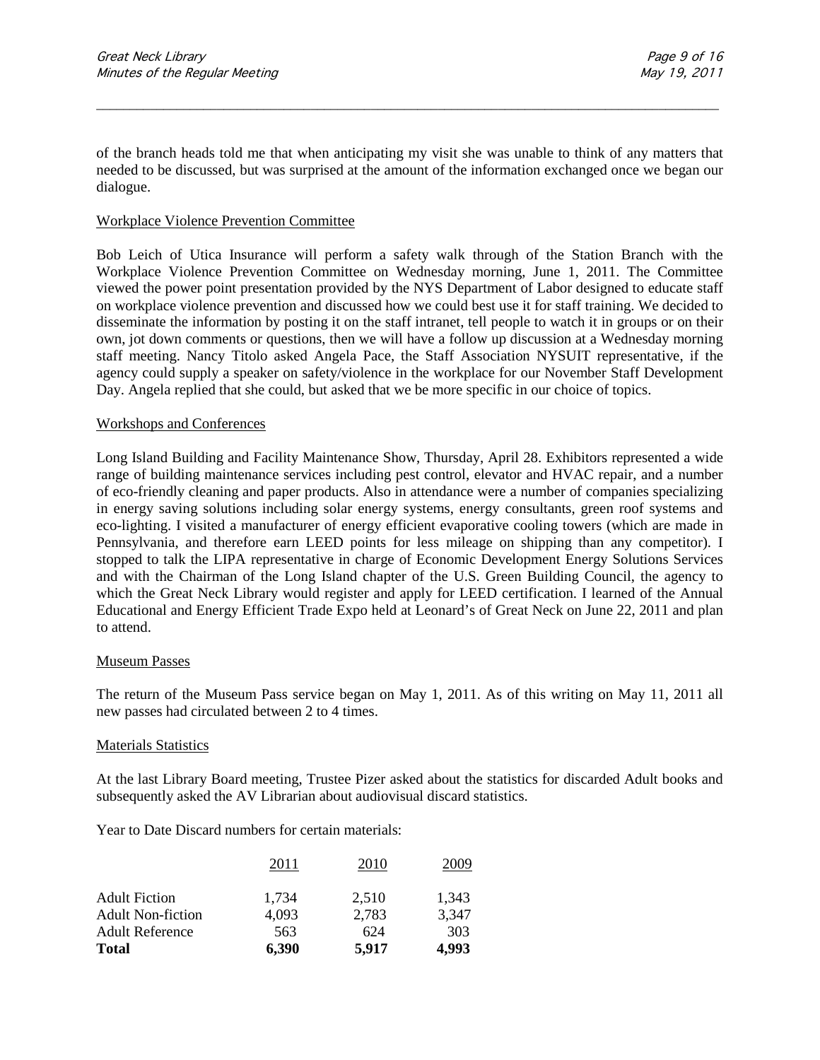of the branch heads told me that when anticipating my visit she was unable to think of any matters that needed to be discussed, but was surprised at the amount of the information exchanged once we began our dialogue.

Workplace Violence Prevention Committee

Bob Leich of Utica Insurance will perform a safety walk through of the Station Branch with the Workplace Violence Prevention Committee on Wednesday morning, June 1, 2011. The Committee viewed the power point presentation provided by the NYS Department of Labor designed to educate staff on workplace violence prevention and discussed how we could best use it for staff training. We decided to disseminate the information by posting it on the staff intranet, tell people to watch it in groups or on their own, jot down comments or questions, then we will have a follow up discussion at a Wednesday morning staff meeting. Nancy Titolo asked Angela Pace, the Staff Association NYSUIT representative, if the agency could supply a speaker on safety/violence in the workplace for our November Staff Development Day. Angela replied that she could, but asked that we be more specific in our choice of topics.

Workshops and Conferences

Long Island Building and Facility Maintenance Show, Thursday, April 28. Exhibitors represented a wide range of building maintenance services including pest control, elevator and HVAC repair, and a number of eco-friendly cleaning and paper products. Also in attendance were a number of companies specializing in energy saving solutions including solar energy systems, energy consultants, green roof systems and eco-lighting. I visited a manufacturer of energy efficient evaporative cooling towers (which are made in Pennsylvania, and therefore earn LEED points for less mileage on shipping than any competitor). I stopped to talk the LIPA representative in charge of Economic Development Energy Solutions Services and with the Chairman of the Long Island chapter of the U.S. Green Building Council, the agency to which the Great Neck Library would register and apply for LEED certification. I learned of the Annual Educational and Energy Efficient Trade Expo held at Leonard's of Great Neck on June 22, 2011 and plan to attend.

Museum Passes

The return of the Museum Pass service began on May 1, 2011. As of this writing on May 11, 2011 all new passes had circulated between 2 to 4 times.

Materials Statistics

At the last Library Board meeting, Trustee Pizer asked about the statistics for discarded Adult books and subsequently asked the AV Librarian about audiovisual discard statistics.

Year to Date Discard numbers for certain materials:

| | 2011 | 2010 | 2009 |
|---|---|---|---|
| Adult Fiction | 1,734 | 2,510 | 1,343 |
| Adult Non-fiction | 4,093 | 2,783 | 3,347 |
| Adult Reference | 563 | 624 | 303 |
| **Total** | **6,390** | **5,917** | **4,993** |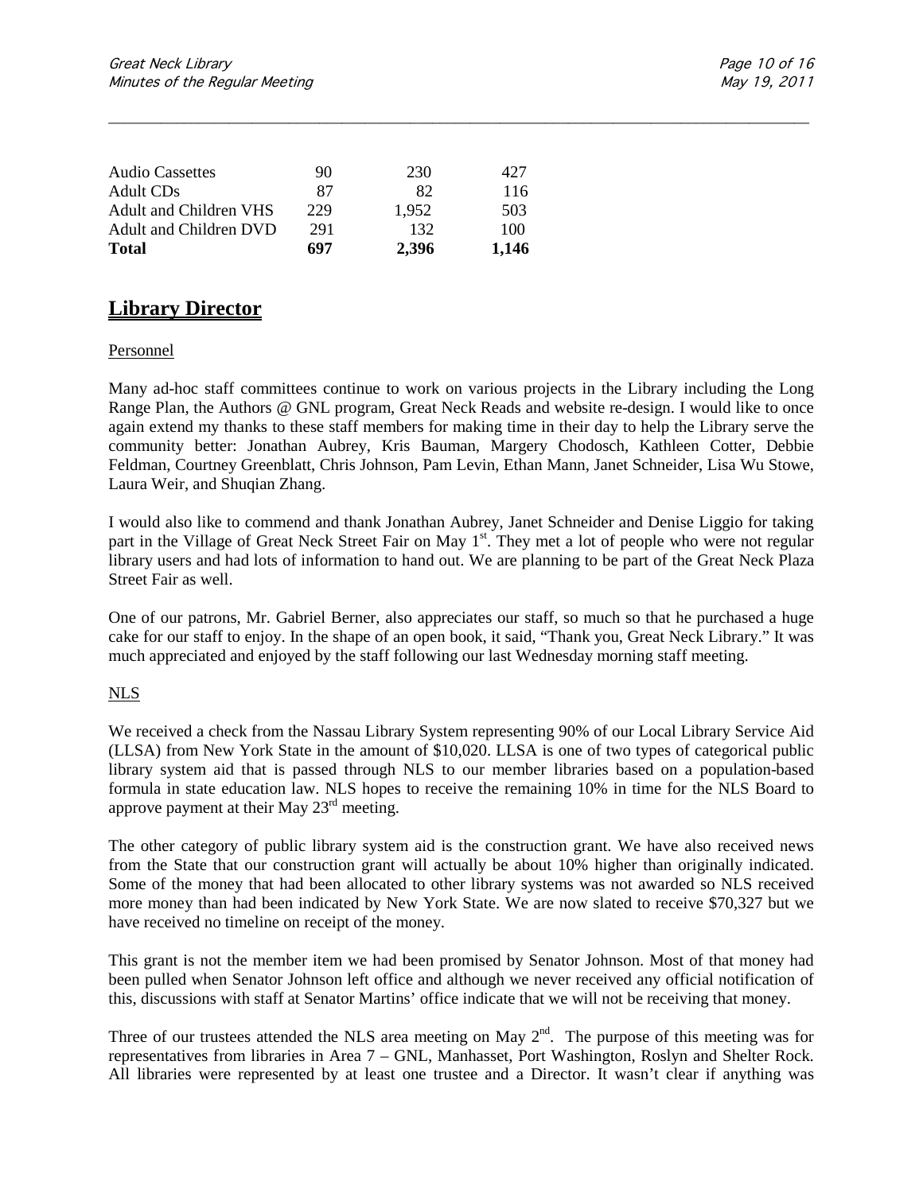| | | | |
|---|---|---|---|
| Audio Cassettes | 90 | 230 | 427 |
| Adult CDs | 87 | 82 | 116 |
| Adult and Children VHS | 229 | 1,952 | 503 |
| Adult and Children DVD | 291 | 132 | 100 |
| **Total** | **697** | **2,396** | **1,146** |

## Library Director

Personnel

Many ad-hoc staff committees continue to work on various projects in the Library including the Long Range Plan, the Authors @ GNL program, Great Neck Reads and website re-design. I would like to once again extend my thanks to these staff members for making time in their day to help the Library serve the community better: Jonathan Aubrey, Kris Bauman, Margery Chodosch, Kathleen Cotter, Debbie Feldman, Courtney Greenblatt, Chris Johnson, Pam Levin, Ethan Mann, Janet Schneider, Lisa Wu Stowe, Laura Weir, and Shuqian Zhang.

I would also like to commend and thank Jonathan Aubrey, Janet Schneider and Denise Liggio for taking part in the Village of Great Neck Street Fair on May 1st. They met a lot of people who were not regular library users and had lots of information to hand out. We are planning to be part of the Great Neck Plaza Street Fair as well.

One of our patrons, Mr. Gabriel Berner, also appreciates our staff, so much so that he purchased a huge cake for our staff to enjoy. In the shape of an open book, it said, "Thank you, Great Neck Library." It was much appreciated and enjoyed by the staff following our last Wednesday morning staff meeting.

NLS

We received a check from the Nassau Library System representing 90% of our Local Library Service Aid (LLSA) from New York State in the amount of $10,020. LLSA is one of two types of categorical public library system aid that is passed through NLS to our member libraries based on a population-based formula in state education law. NLS hopes to receive the remaining 10% in time for the NLS Board to approve payment at their May 23rd meeting.

The other category of public library system aid is the construction grant. We have also received news from the State that our construction grant will actually be about 10% higher than originally indicated. Some of the money that had been allocated to other library systems was not awarded so NLS received more money than had been indicated by New York State. We are now slated to receive $70,327 but we have received no timeline on receipt of the money.

This grant is not the member item we had been promised by Senator Johnson. Most of that money had been pulled when Senator Johnson left office and although we never received any official notification of this, discussions with staff at Senator Martins' office indicate that we will not be receiving that money.

Three of our trustees attended the NLS area meeting on May 2nd. The purpose of this meeting was for representatives from libraries in Area 7 – GNL, Manhasset, Port Washington, Roslyn and Shelter Rock. All libraries were represented by at least one trustee and a Director. It wasn't clear if anything was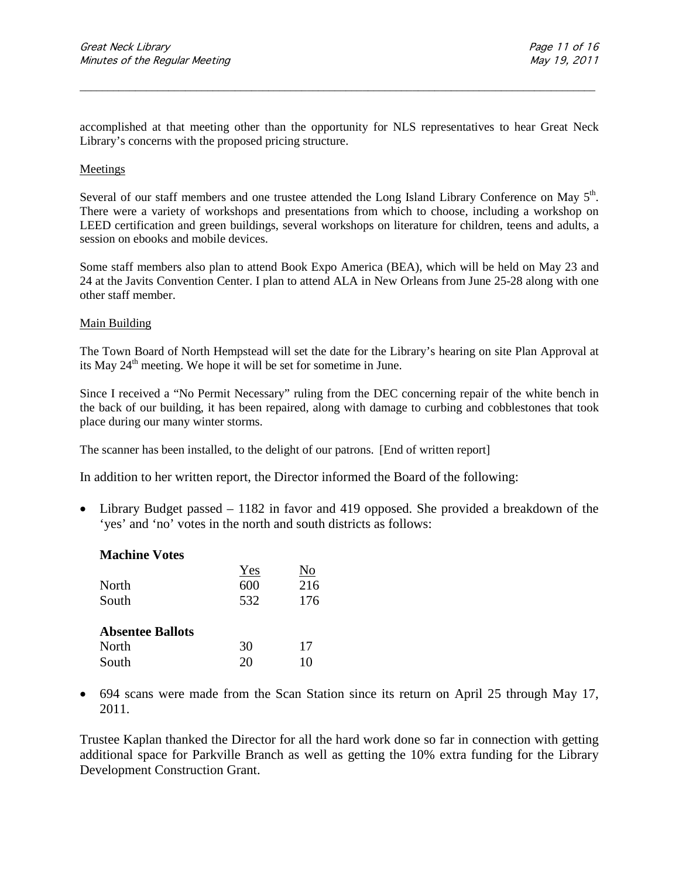accomplished at that meeting other than the opportunity for NLS representatives to hear Great Neck Library's concerns with the proposed pricing structure.

Meetings

Several of our staff members and one trustee attended the Long Island Library Conference on May 5th. There were a variety of workshops and presentations from which to choose, including a workshop on LEED certification and green buildings, several workshops on literature for children, teens and adults, a session on ebooks and mobile devices.

Some staff members also plan to attend Book Expo America (BEA), which will be held on May 23 and 24 at the Javits Convention Center. I plan to attend ALA in New Orleans from June 25-28 along with one other staff member.

Main Building

The Town Board of North Hempstead will set the date for the Library's hearing on site Plan Approval at its May 24th meeting. We hope it will be set for sometime in June.

Since I received a "No Permit Necessary" ruling from the DEC concerning repair of the white bench in the back of our building, it has been repaired, along with damage to curbing and cobblestones that took place during our many winter storms.

The scanner has been installed, to the delight of our patrons. [End of written report]

In addition to her written report, the Director informed the Board of the following:

- Library Budget passed – 1182 in favor and 419 opposed. She provided a breakdown of the 'yes' and 'no' votes in the north and south districts as follows:

| **Machine Votes** | Yes | No |
|---|---|---|
| North | 600 | 216 |
| South | 532 | 176 |
| **Absentee Ballots** | | |
| North | 30 | 17 |
| South | 20 | 10 |

- 694 scans were made from the Scan Station since its return on April 25 through May 17, 2011.

Trustee Kaplan thanked the Director for all the hard work done so far in connection with getting additional space for Parkville Branch as well as getting the 10% extra funding for the Library Development Construction Grant.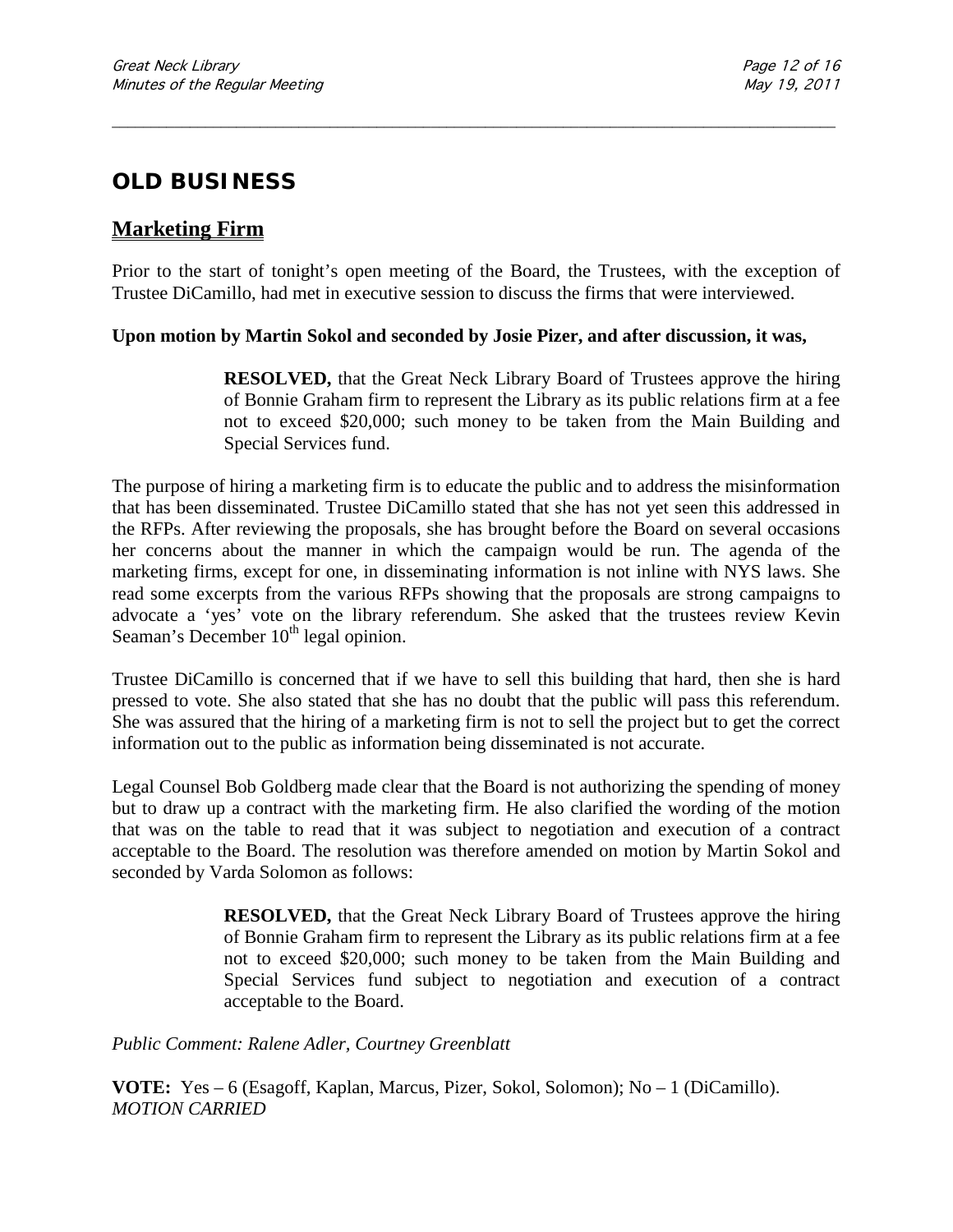# OLD BUSINESS

## Marketing Firm

Prior to the start of tonight's open meeting of the Board, the Trustees, with the exception of Trustee DiCamillo, had met in executive session to discuss the firms that were interviewed.

**Upon motion by Martin Sokol and seconded by Josie Pizer, and after discussion, it was,**

> **RESOLVED,** that the Great Neck Library Board of Trustees approve the hiring of Bonnie Graham firm to represent the Library as its public relations firm at a fee not to exceed \$20,000; such money to be taken from the Main Building and Special Services fund.

The purpose of hiring a marketing firm is to educate the public and to address the misinformation that has been disseminated. Trustee DiCamillo stated that she has not yet seen this addressed in the RFPs. After reviewing the proposals, she has brought before the Board on several occasions her concerns about the manner in which the campaign would be run. The agenda of the marketing firms, except for one, in disseminating information is not inline with NYS laws. She read some excerpts from the various RFPs showing that the proposals are strong campaigns to advocate a 'yes' vote on the library referendum. She asked that the trustees review Kevin Seaman's December 10th legal opinion.

Trustee DiCamillo is concerned that if we have to sell this building that hard, then she is hard pressed to vote. She also stated that she has no doubt that the public will pass this referendum. She was assured that the hiring of a marketing firm is not to sell the project but to get the correct information out to the public as information being disseminated is not accurate.

Legal Counsel Bob Goldberg made clear that the Board is not authorizing the spending of money but to draw up a contract with the marketing firm. He also clarified the wording of the motion that was on the table to read that it was subject to negotiation and execution of a contract acceptable to the Board. The resolution was therefore amended on motion by Martin Sokol and seconded by Varda Solomon as follows:

> **RESOLVED,** that the Great Neck Library Board of Trustees approve the hiring of Bonnie Graham firm to represent the Library as its public relations firm at a fee not to exceed \$20,000; such money to be taken from the Main Building and Special Services fund subject to negotiation and execution of a contract acceptable to the Board.

*Public Comment: Ralene Adler, Courtney Greenblatt*

**VOTE:** Yes – 6 (Esagoff, Kaplan, Marcus, Pizer, Sokol, Solomon); No – 1 (DiCamillo).
*MOTION CARRIED*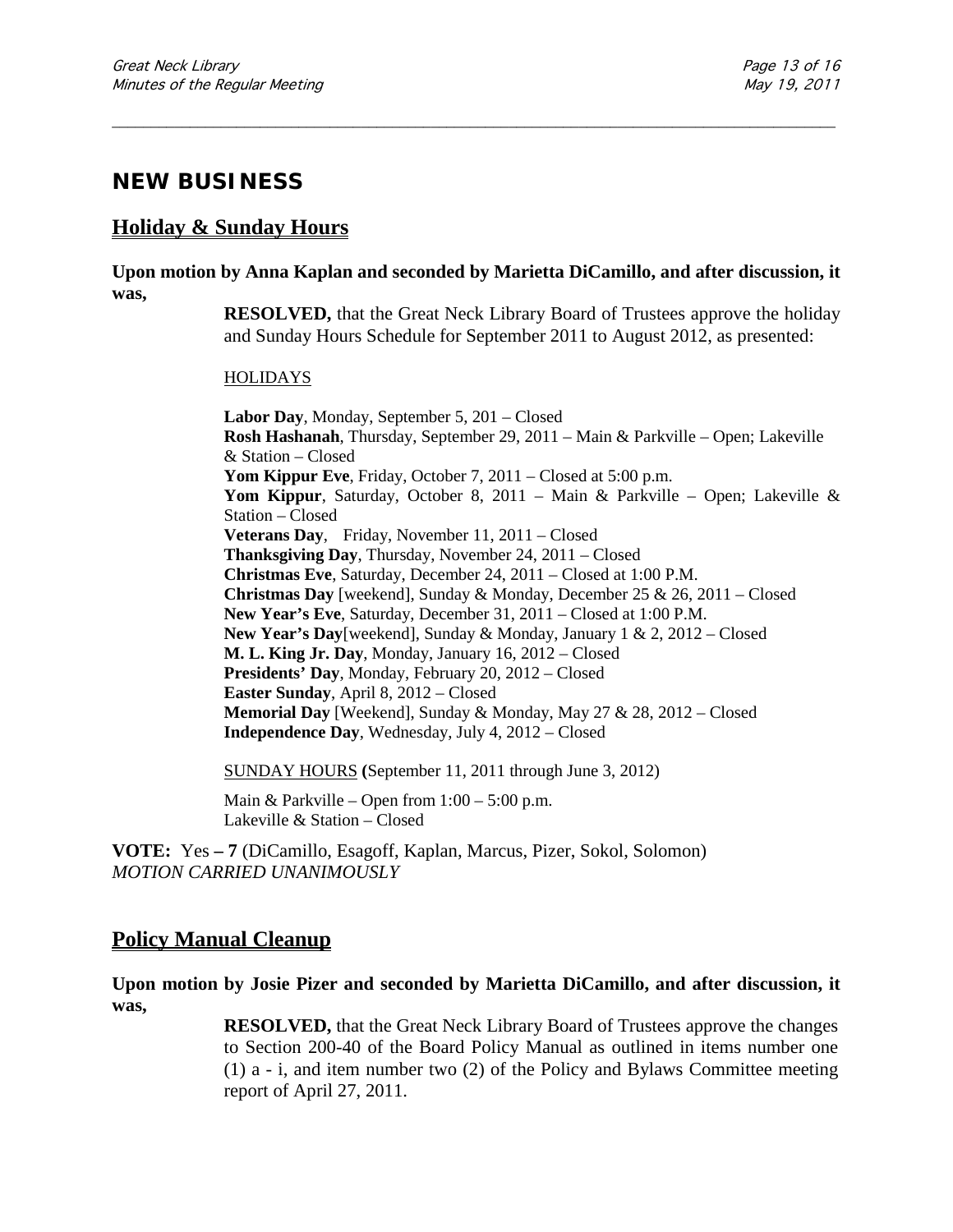## NEW BUSINESS

### Holiday & Sunday Hours

**Upon motion by Anna Kaplan and seconded by Marietta DiCamillo, and after discussion, it was,**

> **RESOLVED,** that the Great Neck Library Board of Trustees approve the holiday and Sunday Hours Schedule for September 2011 to August 2012, as presented:
>
> HOLIDAYS
>
> **Labor Day**, Monday, September 5, 201 – Closed
> **Rosh Hashanah**, Thursday, September 29, 2011 – Main & Parkville – Open; Lakeville & Station – Closed
> **Yom Kippur Eve**, Friday, October 7, 2011 – Closed at 5:00 p.m.
> **Yom Kippur**, Saturday, October 8, 2011 – Main & Parkville – Open; Lakeville & Station – Closed
> **Veterans Day**, Friday, November 11, 2011 – Closed
> **Thanksgiving Day**, Thursday, November 24, 2011 – Closed
> **Christmas Eve**, Saturday, December 24, 2011 – Closed at 1:00 P.M.
> **Christmas Day** [weekend], Sunday & Monday, December 25 & 26, 2011 – Closed
> **New Year's Eve**, Saturday, December 31, 2011 – Closed at 1:00 P.M.
> **New Year's Day**[weekend], Sunday & Monday, January 1 & 2, 2012 – Closed
> **M. L. King Jr. Day**, Monday, January 16, 2012 – Closed
> **Presidents' Day**, Monday, February 20, 2012 – Closed
> **Easter Sunday**, April 8, 2012 – Closed
> **Memorial Day** [Weekend], Sunday & Monday, May 27 & 28, 2012 – Closed
> **Independence Day**, Wednesday, July 4, 2012 – Closed
>
> SUNDAY HOURS **(**September 11, 2011 through June 3, 2012)
>
> Main & Parkville – Open from 1:00 – 5:00 p.m.
> Lakeville & Station – Closed

**VOTE:** Yes **– 7** (DiCamillo, Esagoff, Kaplan, Marcus, Pizer, Sokol, Solomon)
*MOTION CARRIED UNANIMOUSLY*

### Policy Manual Cleanup

**Upon motion by Josie Pizer and seconded by Marietta DiCamillo, and after discussion, it was,**

> **RESOLVED,** that the Great Neck Library Board of Trustees approve the changes to Section 200-40 of the Board Policy Manual as outlined in items number one (1) a - i, and item number two (2) of the Policy and Bylaws Committee meeting report of April 27, 2011.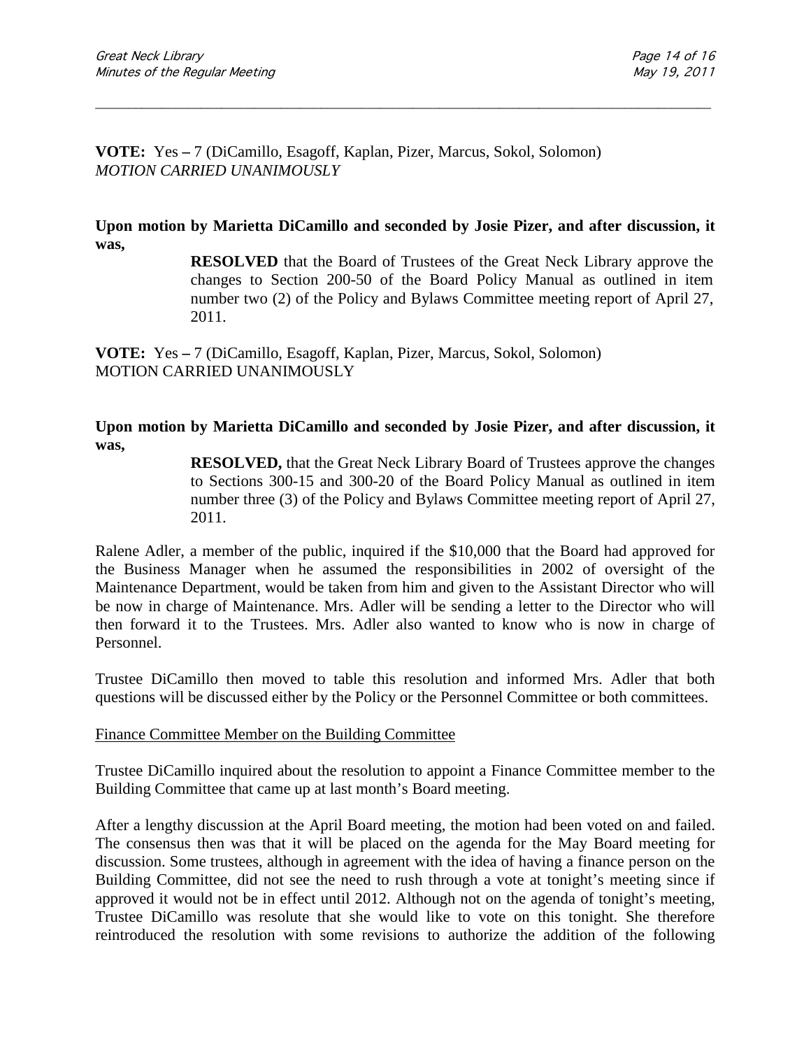**VOTE:** Yes **–** 7 (DiCamillo, Esagoff, Kaplan, Pizer, Marcus, Sokol, Solomon)
*MOTION CARRIED UNANIMOUSLY*

**Upon motion by Marietta DiCamillo and seconded by Josie Pizer, and after discussion, it was,**

> **RESOLVED** that the Board of Trustees of the Great Neck Library approve the changes to Section 200-50 of the Board Policy Manual as outlined in item number two (2) of the Policy and Bylaws Committee meeting report of April 27, 2011.

**VOTE:** Yes **–** 7 (DiCamillo, Esagoff, Kaplan, Pizer, Marcus, Sokol, Solomon)
MOTION CARRIED UNANIMOUSLY

**Upon motion by Marietta DiCamillo and seconded by Josie Pizer, and after discussion, it was,**

> **RESOLVED,** that the Great Neck Library Board of Trustees approve the changes to Sections 300-15 and 300-20 of the Board Policy Manual as outlined in item number three (3) of the Policy and Bylaws Committee meeting report of April 27, 2011.

Ralene Adler, a member of the public, inquired if the $10,000 that the Board had approved for the Business Manager when he assumed the responsibilities in 2002 of oversight of the Maintenance Department, would be taken from him and given to the Assistant Director who will be now in charge of Maintenance. Mrs. Adler will be sending a letter to the Director who will then forward it to the Trustees. Mrs. Adler also wanted to know who is now in charge of Personnel.

Trustee DiCamillo then moved to table this resolution and informed Mrs. Adler that both questions will be discussed either by the Policy or the Personnel Committee or both committees.

Finance Committee Member on the Building Committee

Trustee DiCamillo inquired about the resolution to appoint a Finance Committee member to the Building Committee that came up at last month's Board meeting.

After a lengthy discussion at the April Board meeting, the motion had been voted on and failed. The consensus then was that it will be placed on the agenda for the May Board meeting for discussion. Some trustees, although in agreement with the idea of having a finance person on the Building Committee, did not see the need to rush through a vote at tonight's meeting since if approved it would not be in effect until 2012. Although not on the agenda of tonight's meeting, Trustee DiCamillo was resolute that she would like to vote on this tonight. She therefore reintroduced the resolution with some revisions to authorize the addition of the following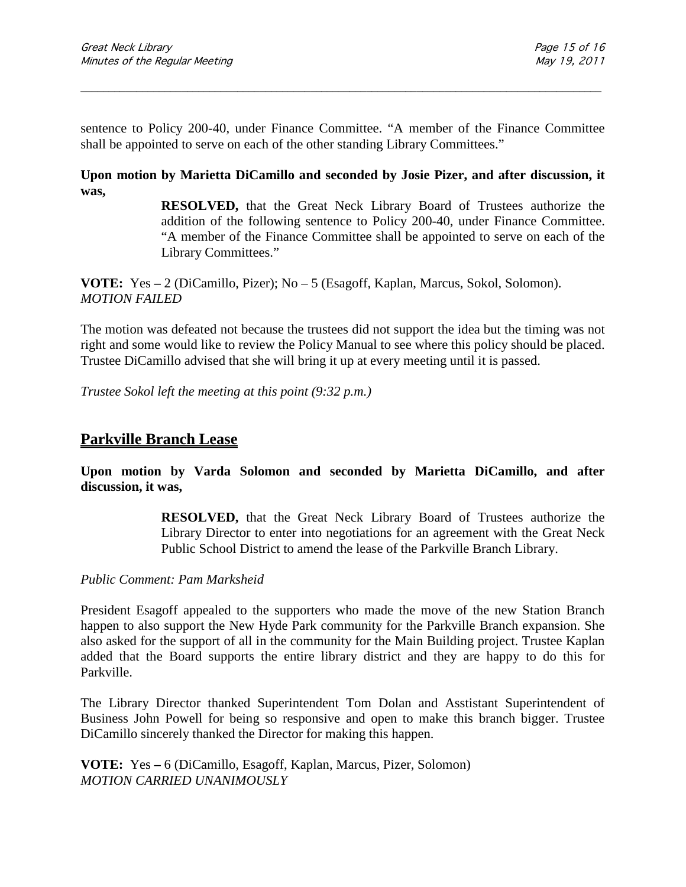sentence to Policy 200-40, under Finance Committee. "A member of the Finance Committee shall be appointed to serve on each of the other standing Library Committees."

**Upon motion by Marietta DiCamillo and seconded by Josie Pizer, and after discussion, it was,**

> **RESOLVED,** that the Great Neck Library Board of Trustees authorize the addition of the following sentence to Policy 200-40, under Finance Committee. "A member of the Finance Committee shall be appointed to serve on each of the Library Committees."

**VOTE:** Yes **–** 2 (DiCamillo, Pizer); No – 5 (Esagoff, Kaplan, Marcus, Sokol, Solomon).
*MOTION FAILED*

The motion was defeated not because the trustees did not support the idea but the timing was not right and some would like to review the Policy Manual to see where this policy should be placed. Trustee DiCamillo advised that she will bring it up at every meeting until it is passed.

*Trustee Sokol left the meeting at this point (9:32 p.m.)*

## Parkville Branch Lease

**Upon motion by Varda Solomon and seconded by Marietta DiCamillo, and after discussion, it was,**

> **RESOLVED,** that the Great Neck Library Board of Trustees authorize the Library Director to enter into negotiations for an agreement with the Great Neck Public School District to amend the lease of the Parkville Branch Library.

*Public Comment: Pam Marksheid*

President Esagoff appealed to the supporters who made the move of the new Station Branch happen to also support the New Hyde Park community for the Parkville Branch expansion. She also asked for the support of all in the community for the Main Building project. Trustee Kaplan added that the Board supports the entire library district and they are happy to do this for Parkville.

The Library Director thanked Superintendent Tom Dolan and Asstistant Superintendent of Business John Powell for being so responsive and open to make this branch bigger. Trustee DiCamillo sincerely thanked the Director for making this happen.

**VOTE:** Yes **–** 6 (DiCamillo, Esagoff, Kaplan, Marcus, Pizer, Solomon)
*MOTION CARRIED UNANIMOUSLY*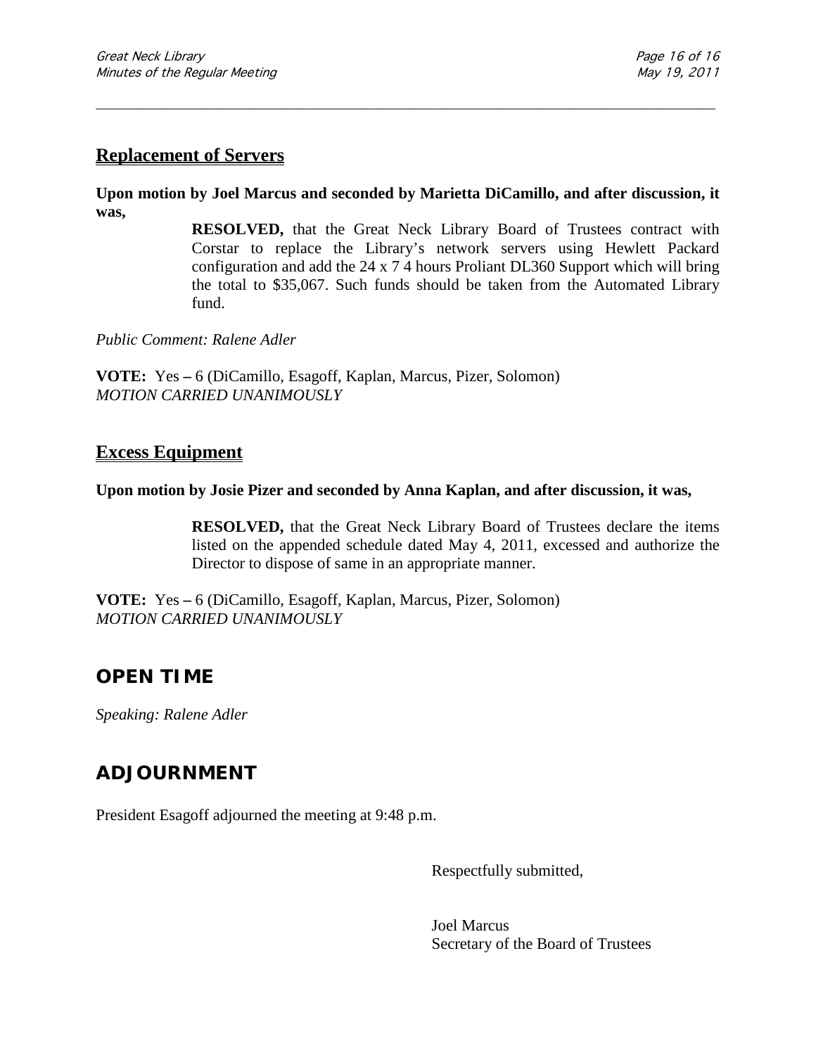## Replacement of Servers

**Upon motion by Joel Marcus and seconded by Marietta DiCamillo, and after discussion, it was,**

> **RESOLVED,** that the Great Neck Library Board of Trustees contract with Corstar to replace the Library's network servers using Hewlett Packard configuration and add the 24 x 7 4 hours Proliant DL360 Support which will bring the total to $35,067. Such funds should be taken from the Automated Library fund.

*Public Comment: Ralene Adler*

**VOTE:** Yes – 6 (DiCamillo, Esagoff, Kaplan, Marcus, Pizer, Solomon)
*MOTION CARRIED UNANIMOUSLY*

## Excess Equipment

**Upon motion by Josie Pizer and seconded by Anna Kaplan, and after discussion, it was,**

> **RESOLVED,** that the Great Neck Library Board of Trustees declare the items listed on the appended schedule dated May 4, 2011, excessed and authorize the Director to dispose of same in an appropriate manner.

**VOTE:** Yes – 6 (DiCamillo, Esagoff, Kaplan, Marcus, Pizer, Solomon)
*MOTION CARRIED UNANIMOUSLY*

# OPEN TIME

*Speaking: Ralene Adler*

# ADJOURNMENT

President Esagoff adjourned the meeting at 9:48 p.m.

Respectfully submitted,

Joel Marcus
Secretary of the Board of Trustees